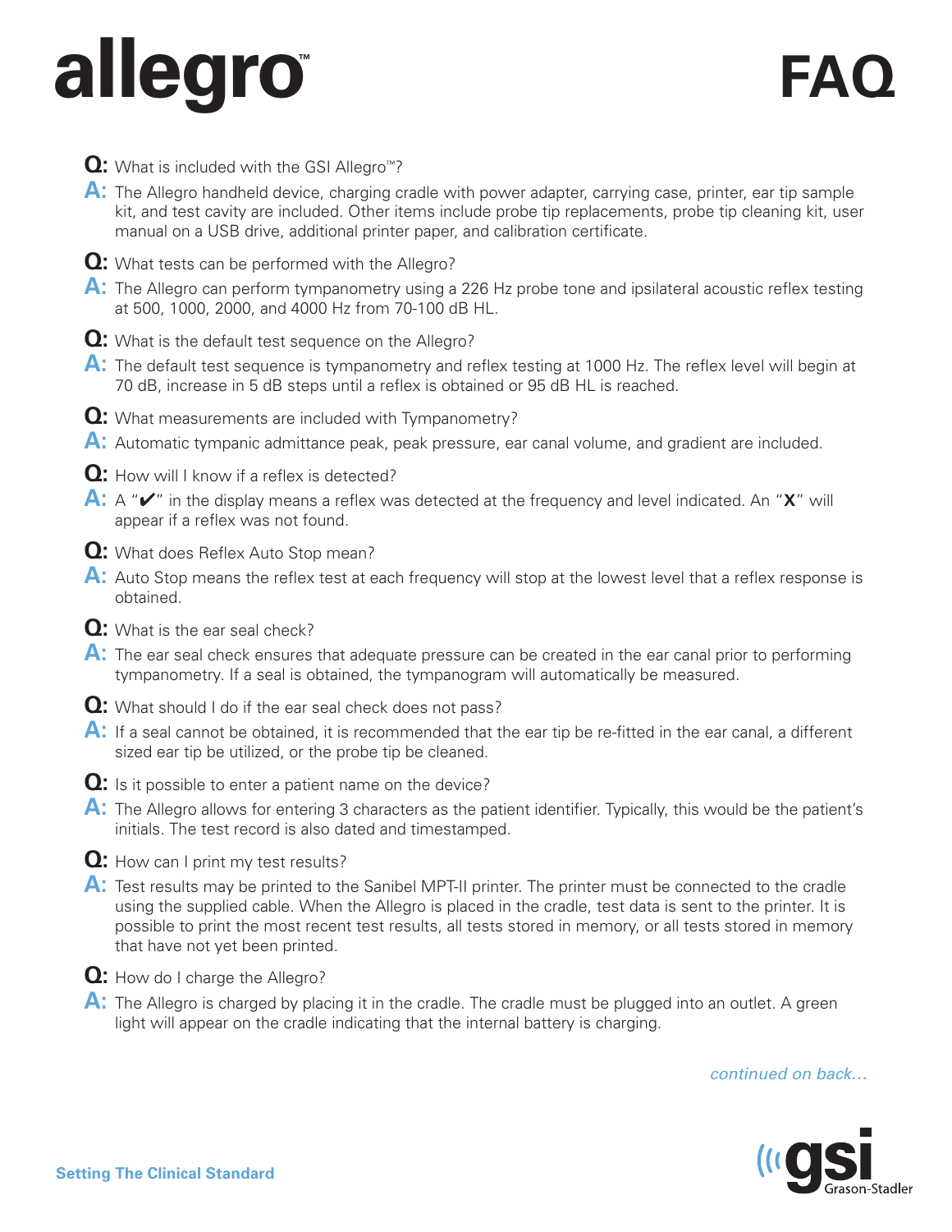# allegro™

# FAQ

**Q:** What is included with the GSI Allegro™?

**A:** The Allegro handheld device, charging cradle with power adapter, carrying case, printer, ear tip sample kit, and test cavity are included. Other items include probe tip replacements, probe tip cleaning kit, user manual on a USB drive, additional printer paper, and calibration certificate.

**Q:** What tests can be performed with the Allegro?

**A:** The Allegro can perform tympanometry using a 226 Hz probe tone and ipsilateral acoustic reflex testing at 500, 1000, 2000, and 4000 Hz from 70-100 dB HL.

**Q:** What is the default test sequence on the Allegro?

**A:** The default test sequence is tympanometry and reflex testing at 1000 Hz. The reflex level will begin at 70 dB, increase in 5 dB steps until a reflex is obtained or 95 dB HL is reached.

**Q:** What measurements are included with Tympanometry?

**A:** Automatic tympanic admittance peak, peak pressure, ear canal volume, and gradient are included.

**Q:** How will I know if a reflex is detected?

**A:** A "✔" in the display means a reflex was detected at the frequency and level indicated. An "**X**" will appear if a reflex was not found.

**Q:** What does Reflex Auto Stop mean?

**A:** Auto Stop means the reflex test at each frequency will stop at the lowest level that a reflex response is obtained.

**Q:** What is the ear seal check?

**A:** The ear seal check ensures that adequate pressure can be created in the ear canal prior to performing tympanometry. If a seal is obtained, the tympanogram will automatically be measured.

**Q:** What should I do if the ear seal check does not pass?

**A:** If a seal cannot be obtained, it is recommended that the ear tip be re-fitted in the ear canal, a different sized ear tip be utilized, or the probe tip be cleaned.

**Q:** Is it possible to enter a patient name on the device?

**A:** The Allegro allows for entering 3 characters as the patient identifier. Typically, this would be the patient's initials. The test record is also dated and timestamped.

**Q:** How can I print my test results?

**A:** Test results may be printed to the Sanibel MPT-II printer. The printer must be connected to the cradle using the supplied cable. When the Allegro is placed in the cradle, test data is sent to the printer. It is possible to print the most recent test results, all tests stored in memory, or all tests stored in memory that have not yet been printed.

**Q:** How do I charge the Allegro?

**A:** The Allegro is charged by placing it in the cradle. The cradle must be plugged into an outlet. A green light will appear on the cradle indicating that the internal battery is charging.

*continued on back...*

**Setting The Clinical Standard**

gsi Grason-Stadler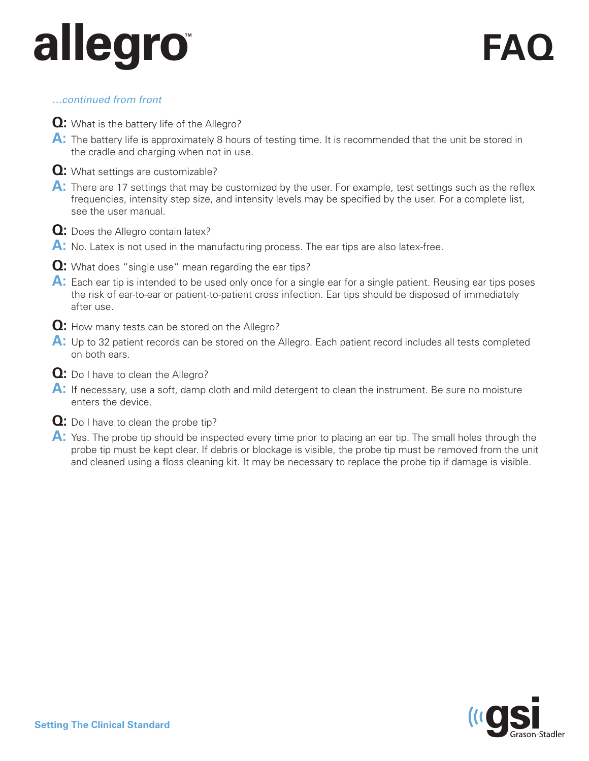# allegro™

# FAQ

*...continued from front*

**Q:** What is the battery life of the Allegro?

**A:** The battery life is approximately 8 hours of testing time. It is recommended that the unit be stored in the cradle and charging when not in use.

**Q:** What settings are customizable?

**A:** There are 17 settings that may be customized by the user. For example, test settings such as the reflex frequencies, intensity step size, and intensity levels may be specified by the user. For a complete list, see the user manual.

**Q:** Does the Allegro contain latex?

**A:** No. Latex is not used in the manufacturing process. The ear tips are also latex-free.

**Q:** What does "single use" mean regarding the ear tips?

**A:** Each ear tip is intended to be used only once for a single ear for a single patient. Reusing ear tips poses the risk of ear-to-ear or patient-to-patient cross infection. Ear tips should be disposed of immediately after use.

**Q:** How many tests can be stored on the Allegro?

**A:** Up to 32 patient records can be stored on the Allegro. Each patient record includes all tests completed on both ears.

**Q:** Do I have to clean the Allegro?

**A:** If necessary, use a soft, damp cloth and mild detergent to clean the instrument. Be sure no moisture enters the device.

**Q:** Do I have to clean the probe tip?

**A:** Yes. The probe tip should be inspected every time prior to placing an ear tip. The small holes through the probe tip must be kept clear. If debris or blockage is visible, the probe tip must be removed from the unit and cleaned using a floss cleaning kit. It may be necessary to replace the probe tip if damage is visible.

**Setting The Clinical Standard**

gsi Grason-Stadler